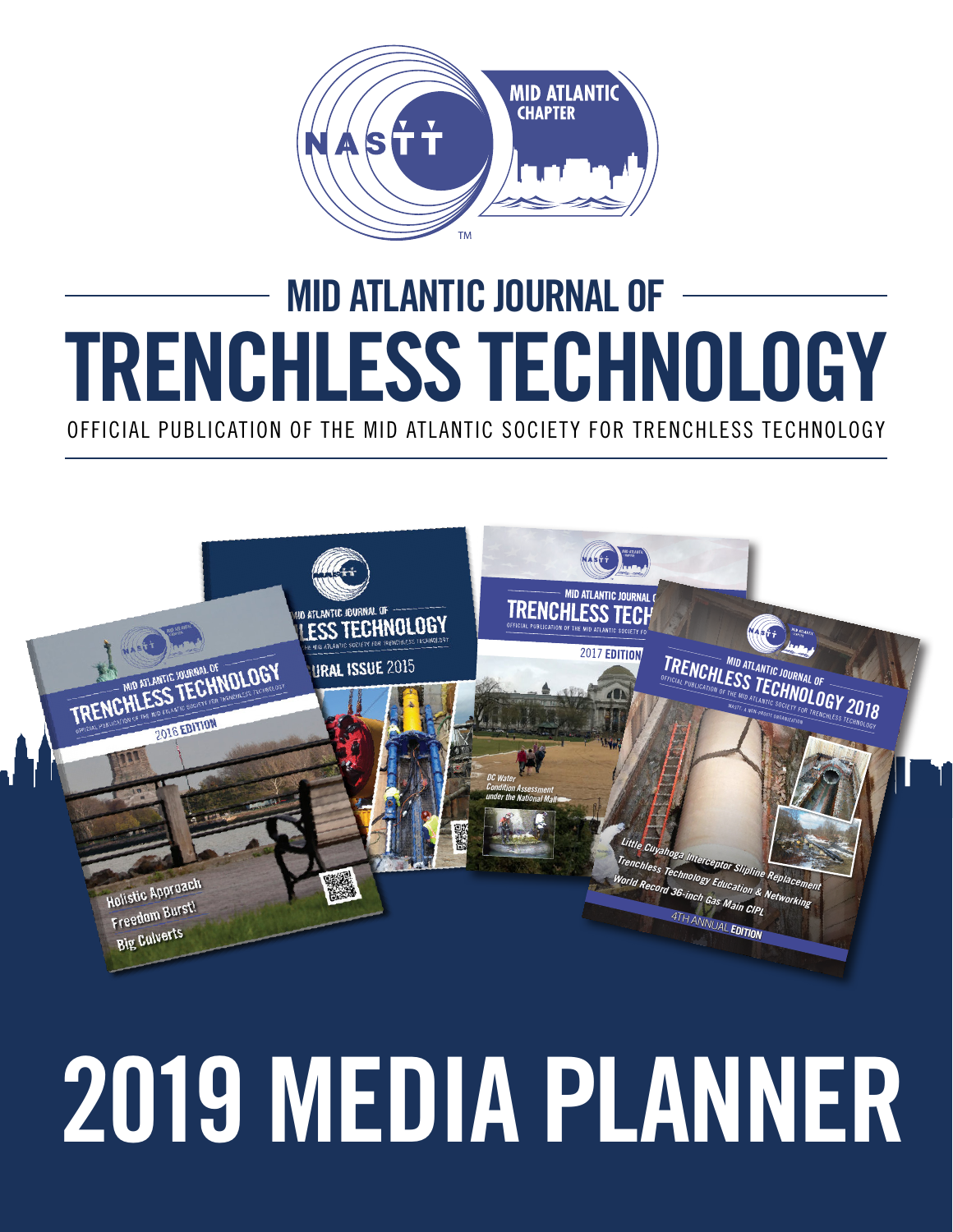MID ATLANTIC CHAPTER

# MID ATLANTIC JOURNAL OF TRENCHLESS TECHNOLOGY

OFFICIAL PUBLICATION OF THE MID ATLANTIC SOCIETY FOR TRENCHLESS TECHNOLOGY

# 2019 MEDIA PLANNER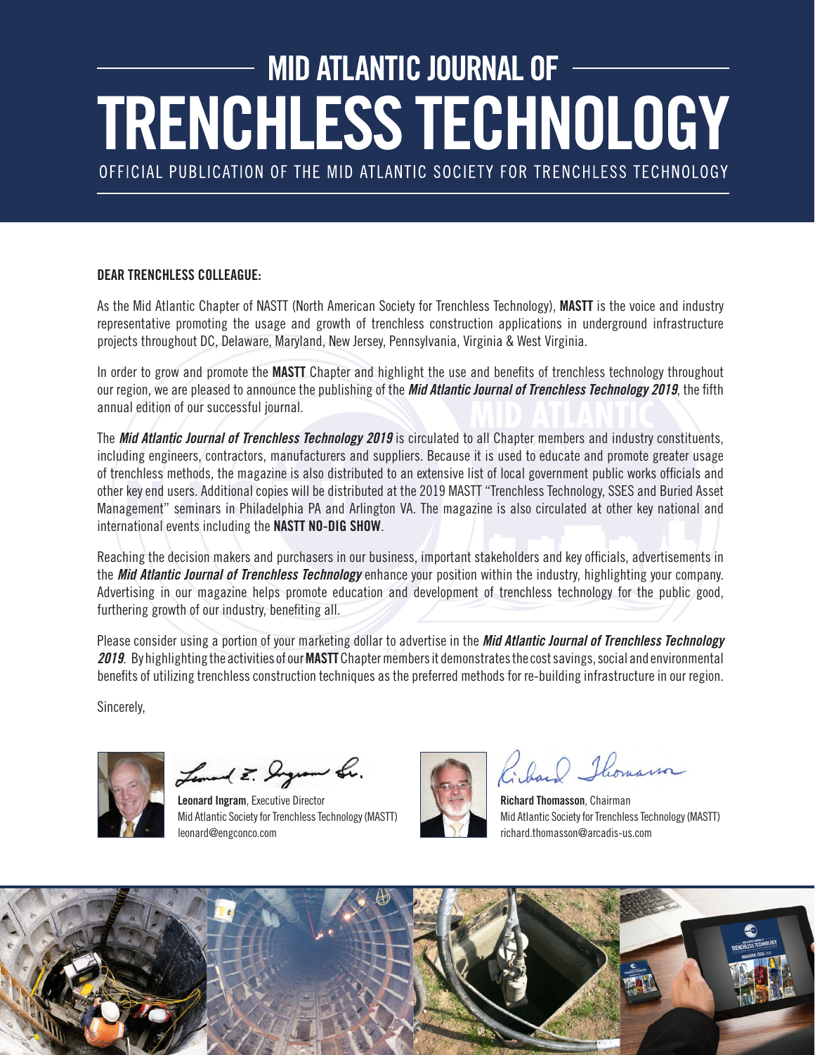# MID ATLANTIC JOURNAL OF TRENCHLESS TECHNOLOGY

OFFICIAL PUBLICATION OF THE MID ATLANTIC SOCIETY FOR TRENCHLESS TECHNOLOGY

**DEAR TRENCHLESS COLLEAGUE:**

As the Mid Atlantic Chapter of NASTT (North American Society for Trenchless Technology), **MASTT** is the voice and industry representative promoting the usage and growth of trenchless construction applications in underground infrastructure projects throughout DC, Delaware, Maryland, New Jersey, Pennsylvania, Virginia & West Virginia.

In order to grow and promote the **MASTT** Chapter and highlight the use and benefits of trenchless technology throughout our region, we are pleased to announce the publishing of the ***Mid Atlantic Journal of Trenchless Technology 2019***, the fifth annual edition of our successful journal.

The ***Mid Atlantic Journal of Trenchless Technology 2019*** is circulated to all Chapter members and industry constituents, including engineers, contractors, manufacturers and suppliers. Because it is used to educate and promote greater usage of trenchless methods, the magazine is also distributed to an extensive list of local government public works officials and other key end users. Additional copies will be distributed at the 2019 MASTT "Trenchless Technology, SSES and Buried Asset Management" seminars in Philadelphia PA and Arlington VA. The magazine is also circulated at other key national and international events including the **NASTT NO-DIG SHOW**.

Reaching the decision makers and purchasers in our business, important stakeholders and key officials, advertisements in the ***Mid Atlantic Journal of Trenchless Technology*** enhance your position within the industry, highlighting your company. Advertising in our magazine helps promote education and development of trenchless technology for the public good, furthering growth of our industry, benefiting all.

Please consider using a portion of your marketing dollar to advertise in the ***Mid Atlantic Journal of Trenchless Technology 2019***. By highlighting the activities of our **MASTT** Chapter members it demonstrates the cost savings, social and environmental benefits of utilizing trenchless construction techniques as the preferred methods for re-building infrastructure in our region.

Sincerely,

**Leonard Ingram**, Executive Director
Mid Atlantic Society for Trenchless Technology (MASTT)
leonard@engconco.com

**Richard Thomasson**, Chairman
Mid Atlantic Society for Trenchless Technology (MASTT)
richard.thomasson@arcadis-us.com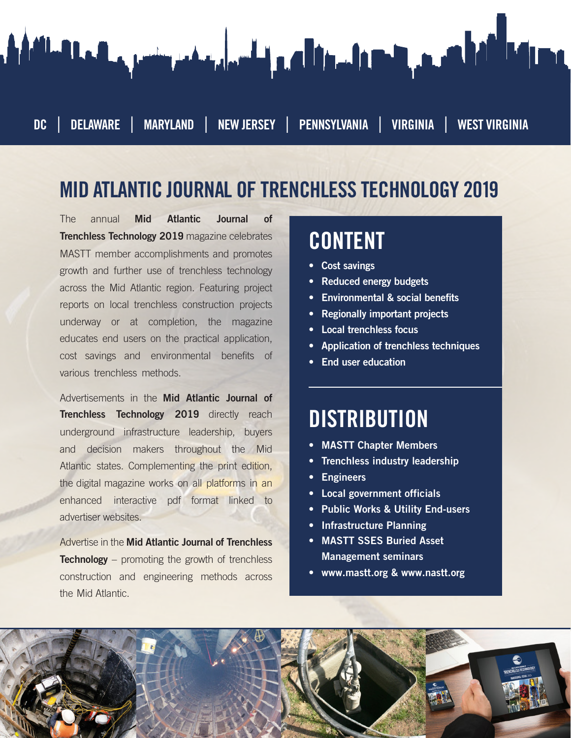DC | DELAWARE | MARYLAND | NEW JERSEY | PENNSYLVANIA | VIRGINIA | WEST VIRGINIA

# MID ATLANTIC JOURNAL OF TRENCHLESS TECHNOLOGY 2019

The annual **Mid Atlantic Journal of Trenchless Technology 2019** magazine celebrates MASTT member accomplishments and promotes growth and further use of trenchless technology across the Mid Atlantic region. Featuring project reports on local trenchless construction projects underway or at completion, the magazine educates end users on the practical application, cost savings and environmental benefits of various trenchless methods.

Advertisements in the **Mid Atlantic Journal of Trenchless Technology 2019** directly reach underground infrastructure leadership, buyers and decision makers throughout the Mid Atlantic states. Complementing the print edition, the digital magazine works on all platforms in an enhanced interactive pdf format linked to advertiser websites.

Advertise in the **Mid Atlantic Journal of Trenchless Technology** – promoting the growth of trenchless construction and engineering methods across the Mid Atlantic.

## CONTENT

- Cost savings
- Reduced energy budgets
- Environmental & social benefits
- Regionally important projects
- Local trenchless focus
- Application of trenchless techniques
- End user education

## DISTRIBUTION

- MASTT Chapter Members
- Trenchless industry leadership
- Engineers
- Local government officials
- Public Works & Utility End-users
- Infrastructure Planning
- MASTT SSES Buried Asset Management seminars
- www.mastt.org & www.nastt.org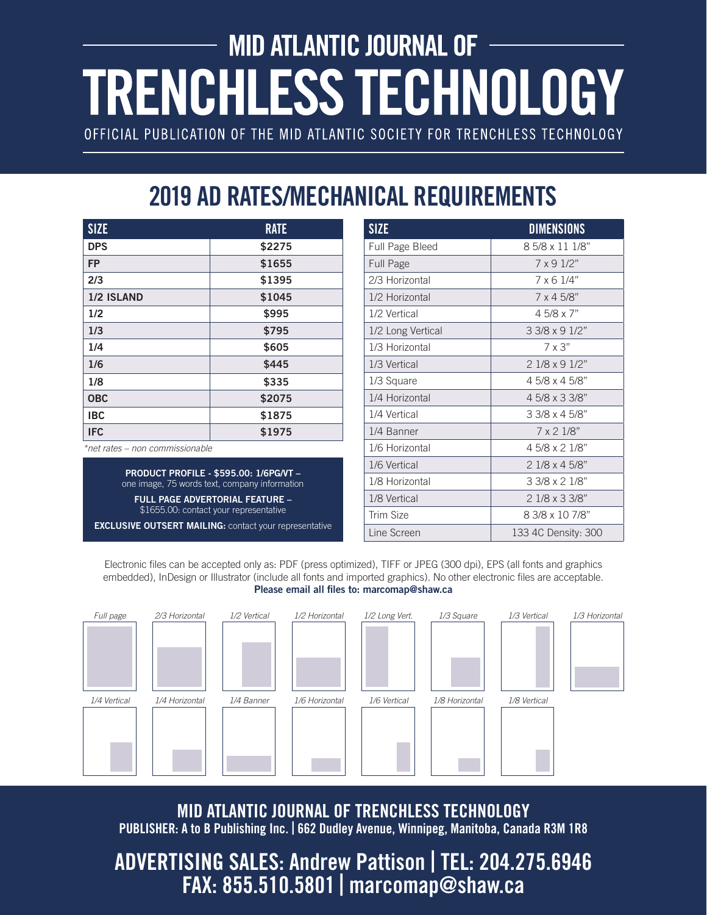# MID ATLANTIC JOURNAL OF TRENCHLESS TECHNOLOGY

OFFICIAL PUBLICATION OF THE MID ATLANTIC SOCIETY FOR TRENCHLESS TECHNOLOGY

## 2019 AD RATES/MECHANICAL REQUIREMENTS

| SIZE | RATE |
|---|---|
| DPS | $2275 |
| FP | $1655 |
| 2/3 | $1395 |
| 1/2 ISLAND | $1045 |
| 1/2 | $995 |
| 1/3 | $795 |
| 1/4 | $605 |
| 1/6 | $445 |
| 1/8 | $335 |
| OBC | $2075 |
| IBC | $1875 |
| IFC | $1975 |

*\*net rates – non commissionable*

**PRODUCT PROFILE - $595.00: 1/6PG/VT –** one image, 75 words text, company information

**FULL PAGE ADVERTORIAL FEATURE –** $1655.00: contact your representative

**EXCLUSIVE OUTSERT MAILING:** contact your representative

| SIZE | DIMENSIONS |
|---|---|
| Full Page Bleed | 8 5/8 x 11 1/8" |
| Full Page | 7 x 9 1/2" |
| 2/3 Horizontal | 7 x 6 1/4" |
| 1/2 Horizontal | 7 x 4 5/8" |
| 1/2 Vertical | 4 5/8 x 7" |
| 1/2 Long Vertical | 3 3/8 x 9 1/2" |
| 1/3 Horizontal | 7 x 3" |
| 1/3 Vertical | 2 1/8 x 9 1/2" |
| 1/3 Square | 4 5/8 x 4 5/8" |
| 1/4 Horizontal | 4 5/8 x 3 3/8" |
| 1/4 Vertical | 3 3/8 x 4 5/8" |
| 1/4 Banner | 7 x 2 1/8" |
| 1/6 Horizontal | 4 5/8 x 2 1/8" |
| 1/6 Vertical | 2 1/8 x 4 5/8" |
| 1/8 Horizontal | 3 3/8 x 2 1/8" |
| 1/8 Vertical | 2 1/8 x 3 3/8" |
| Trim Size | 8 3/8 x 10 7/8" |
| Line Screen | 133 4C Density: 300 |

Electronic files can be accepted only as: PDF (press optimized), TIFF or JPEG (300 dpi), EPS (all fonts and graphics embedded), InDesign or Illustrator (include all fonts and imported graphics). No other electronic files are acceptable.
**Please email all files to: marcomap@shaw.ca**

*Full page* *2/3 Horizontal* *1/2 Vertical* *1/2 Horizontal* *1/2 Long Vert.* *1/3 Square* *1/3 Vertical* *1/3 Horizontal*

*1/4 Vertical* *1/4 Horizontal* *1/4 Banner* *1/6 Horizontal* *1/6 Vertical* *1/8 Horizontal* *1/8 Vertical*

**MID ATLANTIC JOURNAL OF TRENCHLESS TECHNOLOGY**
**PUBLISHER: A to B Publishing Inc. | 662 Dudley Avenue, Winnipeg, Manitoba, Canada R3M 1R8**

**ADVERTISING SALES: Andrew Pattison | TEL: 204.275.6946**
**FAX: 855.510.5801 | marcomap@shaw.ca**